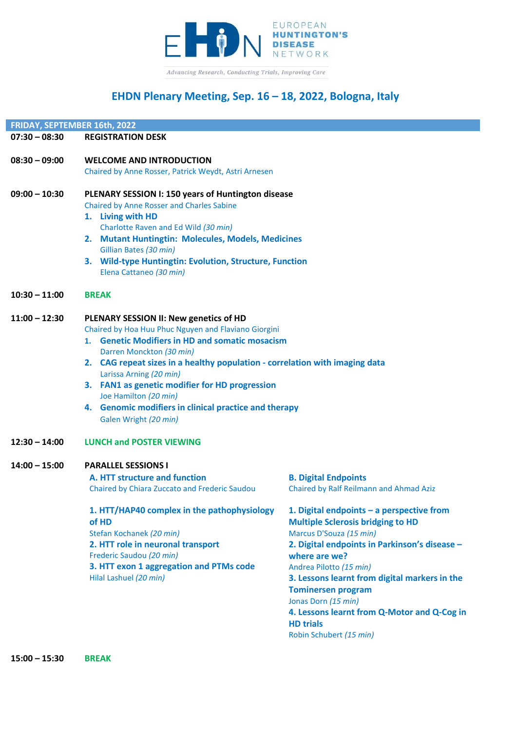EUROPEAN **HUNTINGTON'S DISEASE** NETWORK

*Advancing Research, Conducting Trials, Improving Care*

# EHDN Plenary Meeting, Sep. 16 – 18, 2022, Bologna, Italy

## FRIDAY, SEPTEMBER 16th, 2022

**07:30 – 08:30** **REGISTRATION DESK**

**08:30 – 09:00** **WELCOME AND INTRODUCTION**
Chaired by Anne Rosser, Patrick Weydt, Astri Arnesen

**09:00 – 10:30** **PLENARY SESSION I: 150 years of Huntington disease**
Chaired by Anne Rosser and Charles Sabine

1. **Living with HD**
   Charlotte Raven and Ed Wild *(30 min)*
2. **Mutant Huntingtin: Molecules, Models, Medicines**
   Gillian Bates *(30 min)*
3. **Wild-type Huntingtin: Evolution, Structure, Function**
   Elena Cattaneo *(30 min)*

**10:30 – 11:00** **BREAK**

**11:00 – 12:30** **PLENARY SESSION II: New genetics of HD**
Chaired by Hoa Huu Phuc Nguyen and Flaviano Giorgini

1. **Genetic Modifiers in HD and somatic mosacism**
   Darren Monckton *(30 min)*
2. **CAG repeat sizes in a healthy population - correlation with imaging data**
   Larissa Arning *(20 min)*
3. **FAN1 as genetic modifier for HD progression**
   Joe Hamilton *(20 min)*
4. **Genomic modifiers in clinical practice and therapy**
   Galen Wright *(20 min)*

**12:30 – 14:00** **LUNCH and POSTER VIEWING**

**14:00 – 15:00** **PARALLEL SESSIONS I**

**A. HTT structure and function**
Chaired by Chiara Zuccato and Frederic Saudou

1. **HTT/HAP40 complex in the pathophysiology of HD**
   Stefan Kochanek *(20 min)*
2. **HTT role in neuronal transport**
   Frederic Saudou *(20 min)*
3. **HTT exon 1 aggregation and PTMs code**
   Hilal Lashuel *(20 min)*

**B. Digital Endpoints**
Chaired by Ralf Reilmann and Ahmad Aziz

1. **Digital endpoints – a perspective from Multiple Sclerosis bridging to HD**
   Marcus D'Souza *(15 min)*
2. **Digital endpoints in Parkinson's disease – where are we?**
   Andrea Pilotto *(15 min)*
3. **Lessons learnt from digital markers in the Tominersen program**
   Jonas Dorn *(15 min)*
4. **Lessons learnt from Q-Motor and Q-Cog in HD trials**
   Robin Schubert *(15 min)*

**15:00 – 15:30** **BREAK**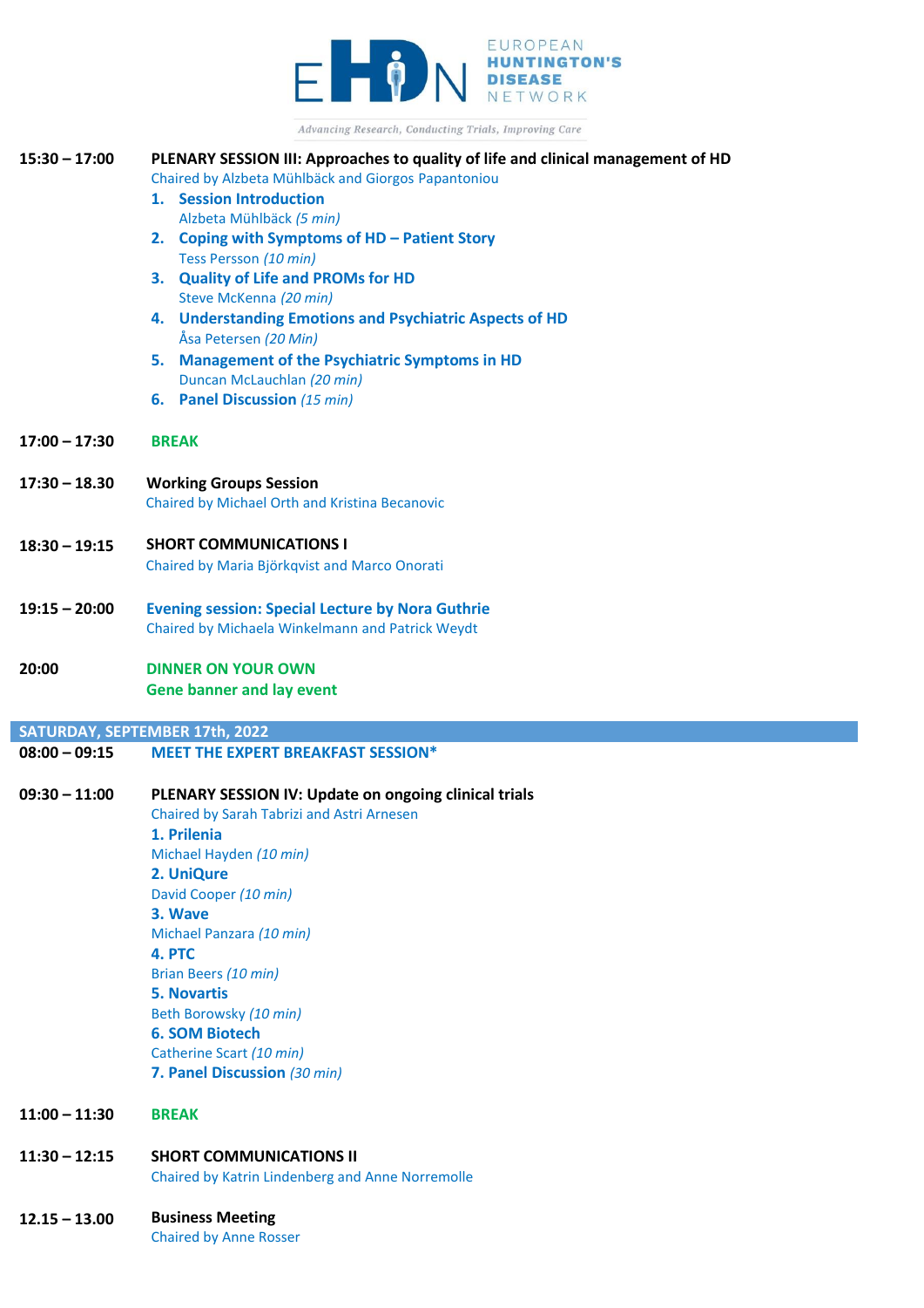EUROPEAN HUNTINGTON'S DISEASE NETWORK

*Advancing Research, Conducting Trials, Improving Care*

**15:30 – 17:00** **PLENARY SESSION III: Approaches to quality of life and clinical management of HD**
Chaired by Alzbeta Mühlbäck and Giorgos Papantoniou

1. **Session Introduction**
   Alzbeta Mühlbäck *(5 min)*
2. **Coping with Symptoms of HD – Patient Story**
   Tess Persson *(10 min)*
3. **Quality of Life and PROMs for HD**
   Steve McKenna *(20 min)*
4. **Understanding Emotions and Psychiatric Aspects of HD**
   Åsa Petersen *(20 Min)*
5. **Management of the Psychiatric Symptoms in HD**
   Duncan McLauchlan *(20 min)*
6. **Panel Discussion** *(15 min)*

**17:00 – 17:30** **BREAK**

**17:30 – 18.30** **Working Groups Session**
Chaired by Michael Orth and Kristina Becanovic

**18:30 – 19:15** **SHORT COMMUNICATIONS I**
Chaired by Maria Björkqvist and Marco Onorati

**19:15 – 20:00** **Evening session: Special Lecture by Nora Guthrie**
Chaired by Michaela Winkelmann and Patrick Weydt

**20:00** **DINNER ON YOUR OWN**
**Gene banner and lay event**

## SATURDAY, SEPTEMBER 17th, 2022

**08:00 – 09:15** **MEET THE EXPERT BREAKFAST SESSION***

**09:30 – 11:00** **PLENARY SESSION IV: Update on ongoing clinical trials**
Chaired by Sarah Tabrizi and Astri Arnesen

1. **Prilenia**
   Michael Hayden *(10 min)*
2. **UniQure**
   David Cooper *(10 min)*
3. **Wave**
   Michael Panzara *(10 min)*
4. **PTC**
   Brian Beers *(10 min)*
5. **Novartis**
   Beth Borowsky *(10 min)*
6. **SOM Biotech**
   Catherine Scart *(10 min)*
7. **Panel Discussion** *(30 min)*

**11:00 – 11:30** **BREAK**

**11:30 – 12:15** **SHORT COMMUNICATIONS II**
Chaired by Katrin Lindenberg and Anne Norremolle

**12.15 – 13.00** **Business Meeting**
Chaired by Anne Rosser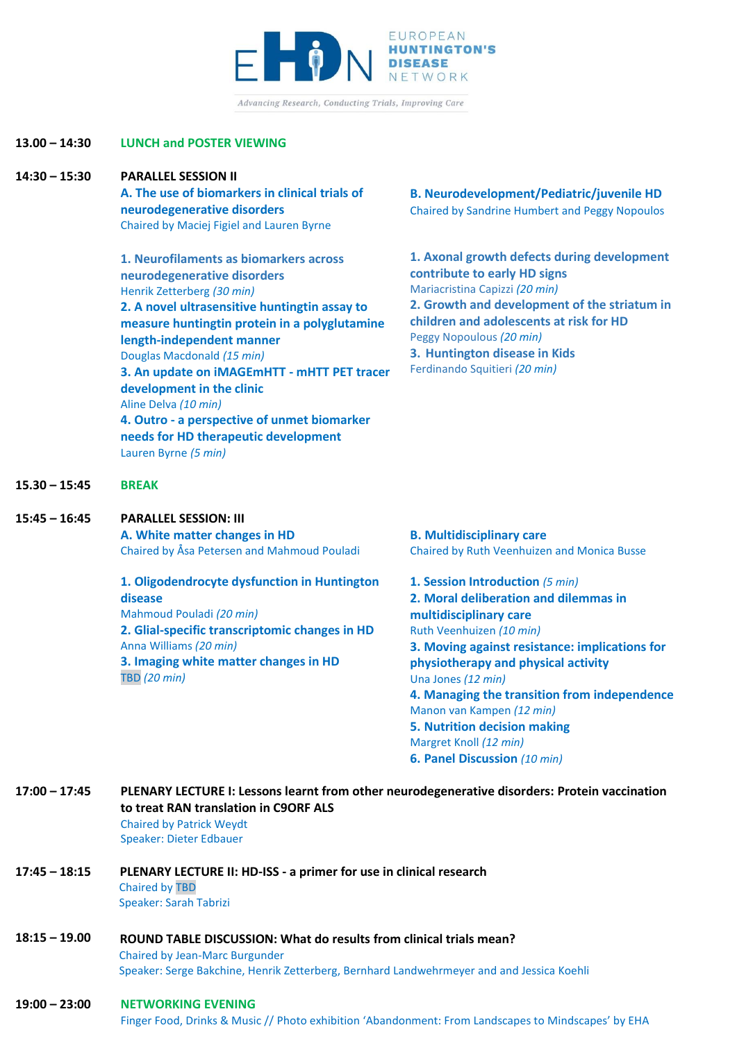**13.00 – 14:30** **LUNCH and POSTER VIEWING**

**14:30 – 15:30** **PARALLEL SESSION II**

**A. The use of biomarkers in clinical trials of neurodegenerative disorders**
Chaired by Maciej Figiel and Lauren Byrne

1. **Neurofilaments as biomarkers across neurodegenerative disorders**
Henrik Zetterberg *(30 min)*
2. **A novel ultrasensitive huntingtin assay to measure huntingtin protein in a polyglutamine length-independent manner**
Douglas Macdonald *(15 min)*
3. **An update on iMAGEmHTT - mHTT PET tracer development in the clinic**
Aline Delva *(10 min)*
4. **Outro - a perspective of unmet biomarker needs for HD therapeutic development**
Lauren Byrne *(5 min)*

**B. Neurodevelopment/Pediatric/juvenile HD**
Chaired by Sandrine Humbert and Peggy Nopoulos

1. **Axonal growth defects during development contribute to early HD signs**
Mariacristina Capizzi *(20 min)*
2. **Growth and development of the striatum in children and adolescents at risk for HD**
Peggy Nopoulous *(20 min)*
3. **Huntington disease in Kids**
Ferdinando Squitieri *(20 min)*

**15.30 – 15:45** **BREAK**

**15:45 – 16:45** **PARALLEL SESSION: III**

**A. White matter changes in HD**
Chaired by Åsa Petersen and Mahmoud Pouladi

1. **Oligodendrocyte dysfunction in Huntington disease**
Mahmoud Pouladi *(20 min)*
2. **Glial-specific transcriptomic changes in HD**
Anna Williams *(20 min)*
3. **Imaging white matter changes in HD**
TBD *(20 min)*

**B. Multidisciplinary care**
Chaired by Ruth Veenhuizen and Monica Busse

1. **Session Introduction** *(5 min)*
2. **Moral deliberation and dilemmas in multidisciplinary care**
Ruth Veenhuizen *(10 min)*
3. **Moving against resistance: implications for physiotherapy and physical activity**
Una Jones *(12 min)*
4. **Managing the transition from independence**
Manon van Kampen *(12 min)*
5. **Nutrition decision making**
Margret Knoll *(12 min)*
6. **Panel Discussion** *(10 min)*

**17:00 – 17:45** **PLENARY LECTURE I: Lessons learnt from other neurodegenerative disorders: Protein vaccination to treat RAN translation in C9ORF ALS**
Chaired by Patrick Weydt
Speaker: Dieter Edbauer

**17:45 – 18:15** **PLENARY LECTURE II: HD-ISS - a primer for use in clinical research**
Chaired by TBD
Speaker: Sarah Tabrizi

**18:15 – 19.00** **ROUND TABLE DISCUSSION: What do results from clinical trials mean?**
Chaired by Jean-Marc Burgunder
Speaker: Serge Bakchine, Henrik Zetterberg, Bernhard Landwehrmeyer and and Jessica Koehli

**19:00 – 23:00** **NETWORKING EVENING**
Finger Food, Drinks & Music // Photo exhibition 'Abandonment: From Landscapes to Mindscapes' by EHA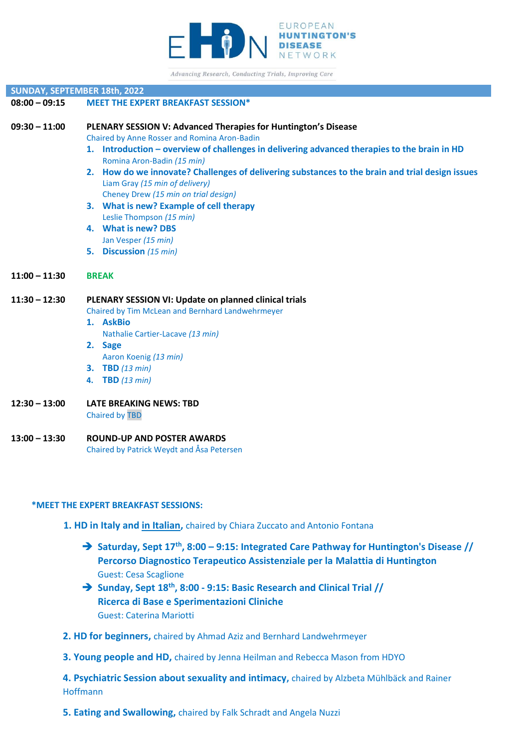EUROPEAN HUNTINGTON'S DISEASE NETWORK

*Advancing Research, Conducting Trials, Improving Care*

## SUNDAY, SEPTEMBER 18th, 2022

**08:00 – 09:15** **MEET THE EXPERT BREAKFAST SESSION***

**09:30 – 11:00** **PLENARY SESSION V: Advanced Therapies for Huntington's Disease**

Chaired by Anne Rosser and Romina Aron-Badin

1. **Introduction – overview of challenges in delivering advanced therapies to the brain in HD**
   Romina Aron-Badin *(15 min)*
2. **How do we innovate? Challenges of delivering substances to the brain and trial design issues**
   Liam Gray *(15 min of delivery)*
   Cheney Drew *(15 min on trial design)*
3. **What is new? Example of cell therapy**
   Leslie Thompson *(15 min)*
4. **What is new? DBS**
   Jan Vesper *(15 min)*
5. **Discussion** *(15 min)*

**11:00 – 11:30** **BREAK**

**11:30 – 12:30** **PLENARY SESSION VI: Update on planned clinical trials**

Chaired by Tim McLean and Bernhard Landwehrmeyer

1. **AskBio**
   Nathalie Cartier-Lacave *(13 min)*
2. **Sage**
   Aaron Koenig *(13 min)*
3. **TBD** *(13 min)*
4. **TBD** *(13 min)*

**12:30 – 13:00** **LATE BREAKING NEWS: TBD**

Chaired by TBD

**13:00 – 13:30** **ROUND-UP AND POSTER AWARDS**

Chaired by Patrick Weydt and Åsa Petersen

### *MEET THE EXPERT BREAKFAST SESSIONS:

1. **HD in Italy and in Italian,** chaired by Chiara Zuccato and Antonio Fontana
   - → **Saturday, Sept 17th, 8:00 – 9:15: Integrated Care Pathway for Huntington's Disease // Percorso Diagnostico Terapeutico Assistenziale per la Malattia di Huntington**
     Guest: Cesa Scaglione
   - → **Sunday, Sept 18th, 8:00 - 9:15: Basic Research and Clinical Trial // Ricerca di Base e Sperimentazioni Cliniche**
     Guest: Caterina Mariotti
2. **HD for beginners,** chaired by Ahmad Aziz and Bernhard Landwehrmeyer
3. **Young people and HD,** chaired by Jenna Heilman and Rebecca Mason from HDYO
4. **Psychiatric Session about sexuality and intimacy,** chaired by Alzbeta Mühlbäck and Rainer Hoffmann
5. **Eating and Swallowing,** chaired by Falk Schradt and Angela Nuzzi